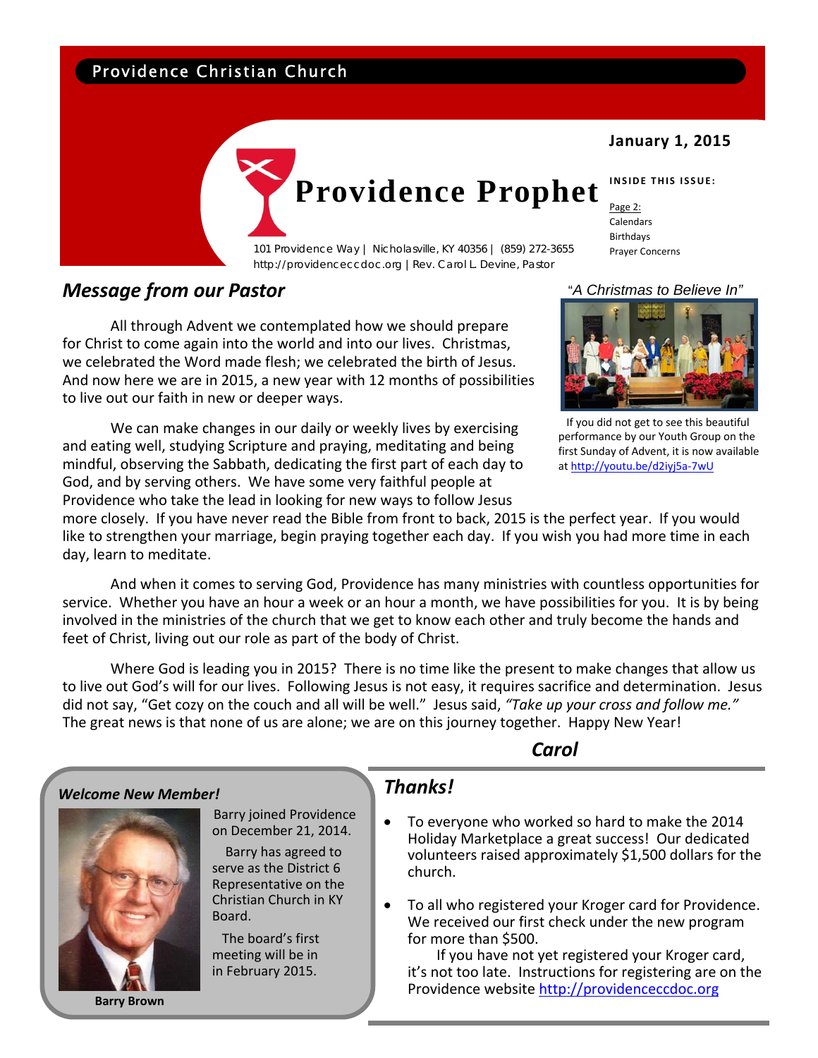Providence Christian Church

# Providence Prophet

101 Providence Way | Nicholasville, KY 40356 | (859) 272-3655
http://providenceccdoc.org | Rev. Carol L. Devine, Pastor

**January 1, 2015**

**INSIDE THIS ISSUE:**

Page 2:
Calendars
Birthdays
Prayer Concerns

## *Message from our Pastor*

All through Advent we contemplated how we should prepare for Christ to come again into the world and into our lives. Christmas, we celebrated the Word made flesh; we celebrated the birth of Jesus. And now here we are in 2015, a new year with 12 months of possibilities to live out our faith in new or deeper ways.

We can make changes in our daily or weekly lives by exercising and eating well, studying Scripture and praying, meditating and being mindful, observing the Sabbath, dedicating the first part of each day to God, and by serving others. We have some very faithful people at Providence who take the lead in looking for new ways to follow Jesus more closely. If you have never read the Bible from front to back, 2015 is the perfect year. If you would like to strengthen your marriage, begin praying together each day. If you wish you had more time in each day, learn to meditate.

And when it comes to serving God, Providence has many ministries with countless opportunities for service. Whether you have an hour a week or an hour a month, we have possibilities for you. It is by being involved in the ministries of the church that we get to know each other and truly become the hands and feet of Christ, living out our role as part of the body of Christ.

Where God is leading you in 2015? There is no time like the present to make changes that allow us to live out God's will for our lives. Following Jesus is not easy, it requires sacrifice and determination. Jesus did not say, "Get cozy on the couch and all will be well." Jesus said, *"Take up your cross and follow me."* The great news is that none of us are alone; we are on this journey together. Happy New Year!

***Carol***

*"A Christmas to Believe In"*

If you did not get to see this beautiful performance by our Youth Group on the first Sunday of Advent, it is now available at http://youtu.be/d2iyj5a-7wU

### *Welcome New Member!*

Barry joined Providence on December 21, 2014.

Barry has agreed to serve as the District 6 Representative on the Christian Church in KY Board.

The board's first meeting will be in in February 2015.

**Barry Brown**

## *Thanks!*

- To everyone who worked so hard to make the 2014 Holiday Marketplace a great success! Our dedicated volunteers raised approximately $1,500 dollars for the church.
- To all who registered your Kroger card for Providence. We received our first check under the new program for more than $500.

  If you have not yet registered your Kroger card, it's not too late. Instructions for registering are on the Providence website http://providenceccdoc.org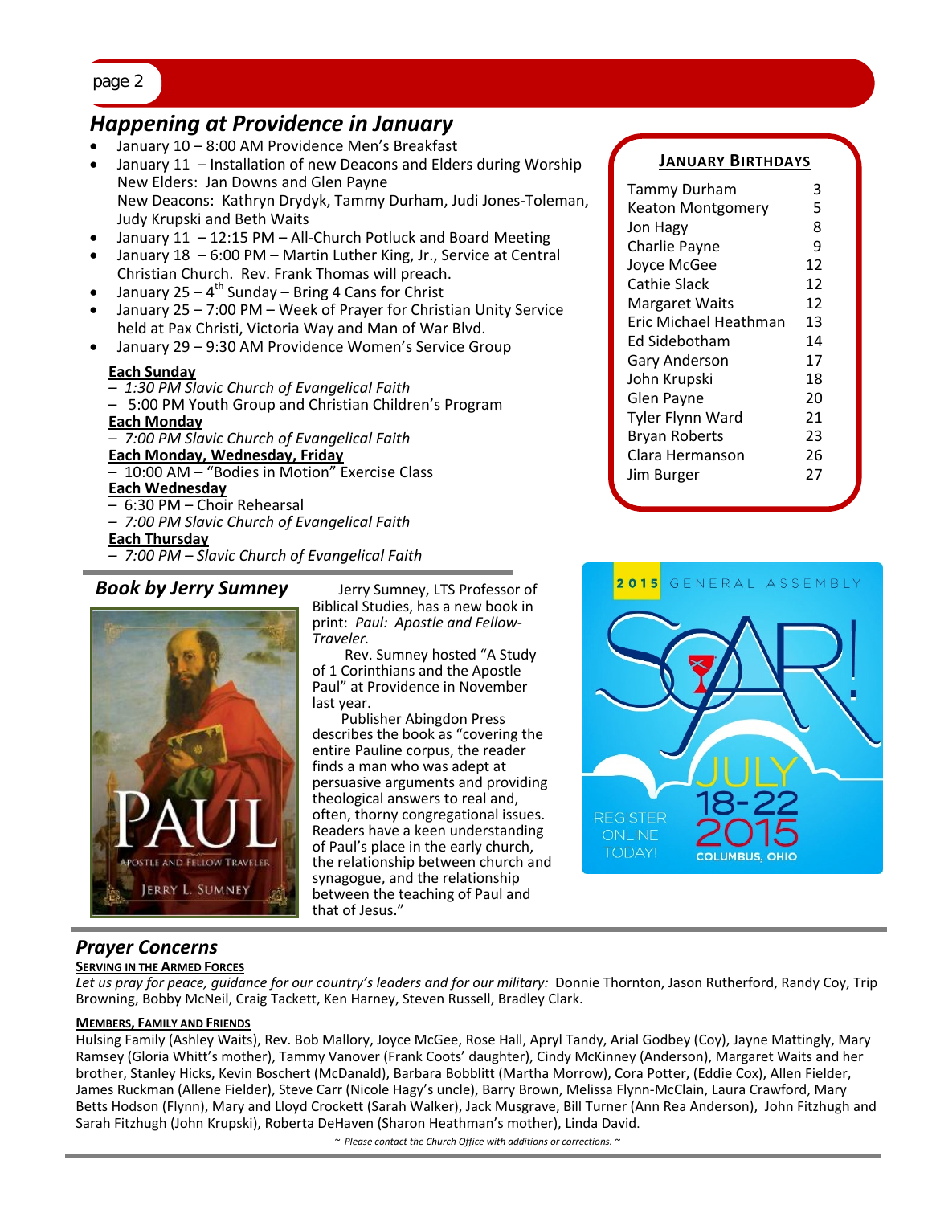## Happening at Providence in January

- January 10 – 8:00 AM Providence Men's Breakfast
- January 11 – Installation of new Deacons and Elders during Worship
  New Elders: Jan Downs and Glen Payne
  New Deacons: Kathryn Drydyk, Tammy Durham, Judi Jones-Toleman, Judy Krupski and Beth Waits
- January 11 – 12:15 PM – All-Church Potluck and Board Meeting
- January 18 – 6:00 PM – Martin Luther King, Jr., Service at Central Christian Church. Rev. Frank Thomas will preach.
- January 25 – 4th Sunday – Bring 4 Cans for Christ
- January 25 – 7:00 PM – Week of Prayer for Christian Unity Service held at Pax Christi, Victoria Way and Man of War Blvd.
- January 29 – 9:30 AM Providence Women's Service Group

**Each Sunday**
– *1:30 PM Slavic Church of Evangelical Faith*
– 5:00 PM Youth Group and Christian Children's Program

**Each Monday**
– *7:00 PM Slavic Church of Evangelical Faith*

**Each Monday, Wednesday, Friday**
– 10:00 AM – "Bodies in Motion" Exercise Class

**Each Wednesday**
– 6:30 PM – Choir Rehearsal
– *7:00 PM Slavic Church of Evangelical Faith*

**Each Thursday**
– *7:00 PM – Slavic Church of Evangelical Faith*

### January Birthdays

| | |
|---|---|
| Tammy Durham | 3 |
| Keaton Montgomery | 5 |
| Jon Hagy | 8 |
| Charlie Payne | 9 |
| Joyce McGee | 12 |
| Cathie Slack | 12 |
| Margaret Waits | 12 |
| Eric Michael Heathman | 13 |
| Ed Sidebotham | 14 |
| Gary Anderson | 17 |
| John Krupski | 18 |
| Glen Payne | 20 |
| Tyler Flynn Ward | 21 |
| Bryan Roberts | 23 |
| Clara Hermanson | 26 |
| Jim Burger | 27 |

## Book by Jerry Sumney

Jerry Sumney, LTS Professor of Biblical Studies, has a new book in print: *Paul: Apostle and Fellow-Traveler.*

Rev. Sumney hosted "A Study of 1 Corinthians and the Apostle Paul" at Providence in November last year.

Publisher Abingdon Press describes the book as "covering the entire Pauline corpus, the reader finds a man who was adept at persuasive arguments and providing theological answers to real and, often, thorny congregational issues. Readers have a keen understanding of Paul's place in the early church, the relationship between church and synagogue, and the relationship between the teaching of Paul and that of Jesus."

2015 GENERAL ASSEMBLY
SOAR!
JULY 18-22 2015
COLUMBUS, OHIO
REGISTER ONLINE TODAY!

## Prayer Concerns

**SERVING IN THE ARMED FORCES**

*Let us pray for peace, guidance for our country's leaders and for our military:* Donnie Thornton, Jason Rutherford, Randy Coy, Trip Browning, Bobby McNeil, Craig Tackett, Ken Harney, Steven Russell, Bradley Clark.

**MEMBERS, FAMILY AND FRIENDS**

Hulsing Family (Ashley Waits), Rev. Bob Mallory, Joyce McGee, Rose Hall, Apryl Tandy, Arial Godbey (Coy), Jayne Mattingly, Mary Ramsey (Gloria Whitt's mother), Tammy Vanover (Frank Coots' daughter), Cindy McKinney (Anderson), Margaret Waits and her brother, Stanley Hicks, Kevin Boschert (McDanald), Barbara Bobblitt (Martha Morrow), Cora Potter, (Eddie Cox), Allen Fielder, James Ruckman (Allene Fielder), Steve Carr (Nicole Hagy's uncle), Barry Brown, Melissa Flynn-McClain, Laura Crawford, Mary Betts Hodson (Flynn), Mary and Lloyd Crockett (Sarah Walker), Jack Musgrave, Bill Turner (Ann Rea Anderson), John Fitzhugh and Sarah Fitzhugh (John Krupski), Roberta DeHaven (Sharon Heathman's mother), Linda David.

*~ Please contact the Church Office with additions or corrections. ~*